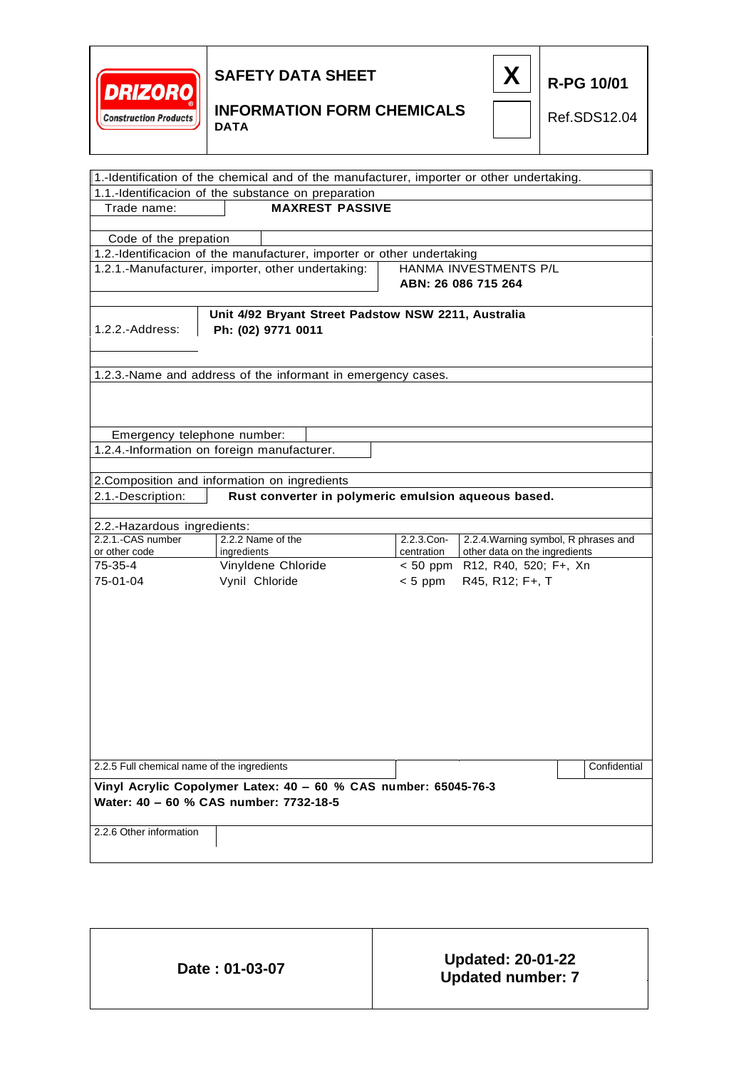DRIZORO Construction Products

**SAFETY DATA SHEET** | X | **R-PG 10/01**

**INFORMATION FORM CHEMICALS DATA** | | Ref.SDS12.04

1.-Identification of the chemical and of the manufacturer, importer or other undertaking.

1.1.-Identificacion of the substance on preparation

| Trade name: | **MAXREST PASSIVE** |
|---|---|
| Code of the prepation | |

1.2.-Identificacion of the manufacturer, importer or other undertaking

| 1.2.1.-Manufacturer, importer, other undertaking: | HANMA INVESTMENTS P/L<br>**ABN: 26 086 715 264** |
|---|---|
| 1.2.2.-Address: | **Unit 4/92 Bryant Street Padstow NSW 2211, Australia**<br>**Ph: (02) 9771 0011** |

1.2.3.-Name and address of the informant in emergency cases.

| Emergency telephone number: | |
|---|---|
| 1.2.4.-Information on foreign manufacturer. | |

2.Composition and information on ingredients

| 2.1.-Description: | **Rust converter in polymeric emulsion aqueous based.** |
|---|---|

2.2.-Hazardous ingredients:

| 2.2.1.-CAS number or other code | 2.2.2 Name of the ingredients | 2.2.3.Con-centration | 2.2.4.Warning symbol, R phrases and other data on the ingredients |
|---|---|---|---|
| 75-35-4 | Vinyldene Chloride | < 50 ppm | R12, R40, 520; F+, Xn |
| 75-01-04 | Vynil Chloride | < 5 ppm | R45, R12; F+, T |

| 2.2.5 Full chemical name of the ingredients | | | Confidential |
|---|---|---|---|

**Vinyl Acrylic Copolymer Latex: 40 – 60 % CAS number: 65045-76-3**
**Water: 40 – 60 % CAS number: 7732-18-5**

| 2.2.6 Other information | |
|---|---|

| **Date : 01-03-07** | **Updated: 20-01-22**<br>**Updated number: 7** |
|---|---|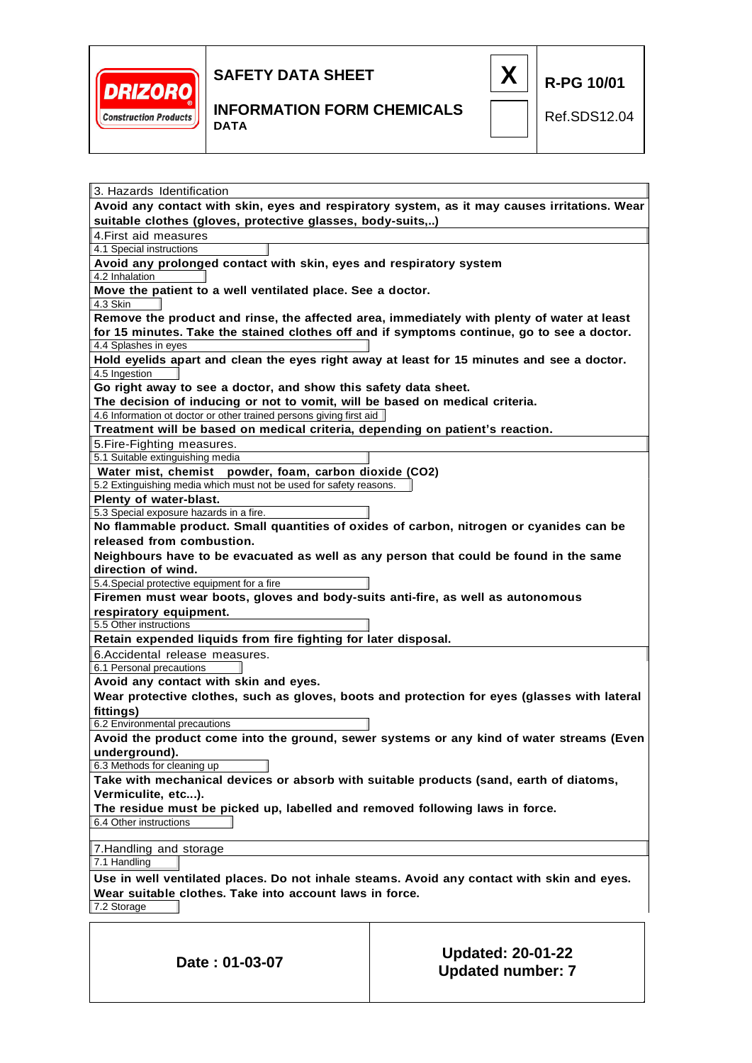## 3. Hazards Identification

**Avoid any contact with skin, eyes and respiratory system, as it may causes irritations. Wear suitable clothes (gloves, protective glasses, body-suits,..)**

## 4.First aid measures

### 4.1 Special instructions

**Avoid any prolonged contact with skin, eyes and respiratory system**

### 4.2 Inhalation

**Move the patient to a well ventilated place. See a doctor.**

### 4.3 Skin

**Remove the product and rinse, the affected area, immediately with plenty of water at least for 15 minutes. Take the stained clothes off and if symptoms continue, go to see a doctor.**

### 4.4 Splashes in eyes

**Hold eyelids apart and clean the eyes right away at least for 15 minutes and see a doctor.**

### 4.5 Ingestion

**Go right away to see a doctor, and show this safety data sheet.**
**The decision of inducing or not to vomit, will be based on medical criteria.**

### 4.6 Information ot doctor or other trained persons giving first aid

**Treatment will be based on medical criteria, depending on patient's reaction.**

## 5.Fire-Fighting measures.

### 5.1 Suitable extinguishing media

**Water mist, chemist powder, foam, carbon dioxide ($CO_2$)**

### 5.2 Extinguishing media which must not be used for safety reasons.

**Plenty of water-blast.**

### 5.3 Special exposure hazards in a fire.

**No flammable product. Small quantities of oxides of carbon, nitrogen or cyanides can be released from combustion.**
**Neighbours have to be evacuated as well as any person that could be found in the same direction of wind.**

### 5.4.Special protective equipment for a fire

**Firemen must wear boots, gloves and body-suits anti-fire, as well as autonomous respiratory equipment.**

### 5.5 Other instructions

**Retain expended liquids from fire fighting for later disposal.**

## 6.Accidental release measures.

### 6.1 Personal precautions

**Avoid any contact with skin and eyes.**
**Wear protective clothes, such as gloves, boots and protection for eyes (glasses with lateral fittings)**

### 6.2 Environmental precautions

**Avoid the product come into the ground, sewer systems or any kind of water streams (Even underground).**

### 6.3 Methods for cleaning up

**Take with mechanical devices or absorb with suitable products (sand, earth of diatoms, Vermiculite, etc...).**
**The residue must be picked up, labelled and removed following laws in force.**

### 6.4 Other instructions

## 7.Handling and storage

### 7.1 Handling

**Use in well ventilated places. Do not inhale steams. Avoid any contact with skin and eyes. Wear suitable clothes. Take into account laws in force.**

### 7.2 Storage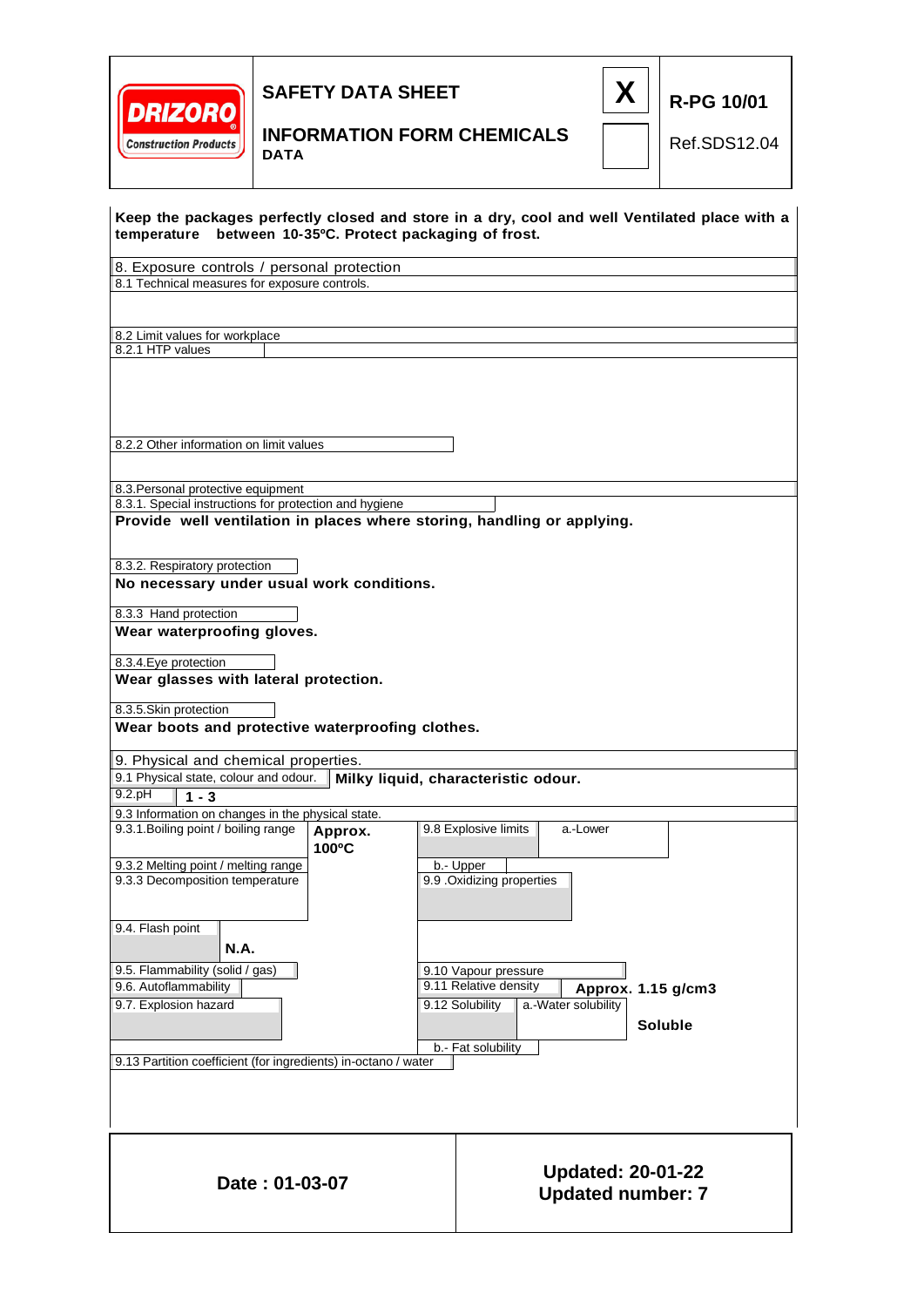Keep the packages perfectly closed and store in a dry, cool and well Ventilated place with a temperature between 10-35ºC. Protect packaging of frost.

## 8. Exposure controls / personal protection

8.1 Technical measures for exposure controls.

8.2 Limit values for workplace

8.2.1 HTP values

8.2.2 Other information on limit values

8.3.Personal protective equipment

8.3.1. Special instructions for protection and hygiene

**Provide well ventilation in places where storing, handling or applying.**

8.3.2. Respiratory protection

**No necessary under usual work conditions.**

8.3.3 Hand protection

**Wear waterproofing gloves.**

8.3.4.Eye protection

**Wear glasses with lateral protection.**

8.3.5.Skin protection

**Wear boots and protective waterproofing clothes.**

## 9. Physical and chemical properties.

9.1 Physical state, colour and odour. **Milky liquid, characteristic odour.**

9.2.pH **1 - 3**

9.3 Information on changes in the physical state.

| Property | Value | Property | Value |
|---|---|---|---|
| 9.3.1.Boiling point / boiling range | **Approx. 100ºC** | 9.8 Explosive limits | a.-Lower |
| 9.3.2 Melting point / melting range | | | b.- Upper |
| 9.3.3 Decomposition temperature | | 9.9 .Oxidizing properties | |
| 9.4. Flash point | **N.A.** | | |
| 9.5. Flammability (solid / gas) | | 9.10 Vapour pressure | |
| 9.6. Autoflammability | | 9.11 Relative density | **Approx. 1.15 g/cm3** |
| 9.7. Explosion hazard | | 9.12 Solubility | a.-Water solubility: **Soluble** |
| | | | b.- Fat solubility |

9.13 Partition coefficient (for ingredients) in-octano / water

| Date : 01-03-07 | Updated: 20-01-22<br>Updated number: 7 |
|---|---|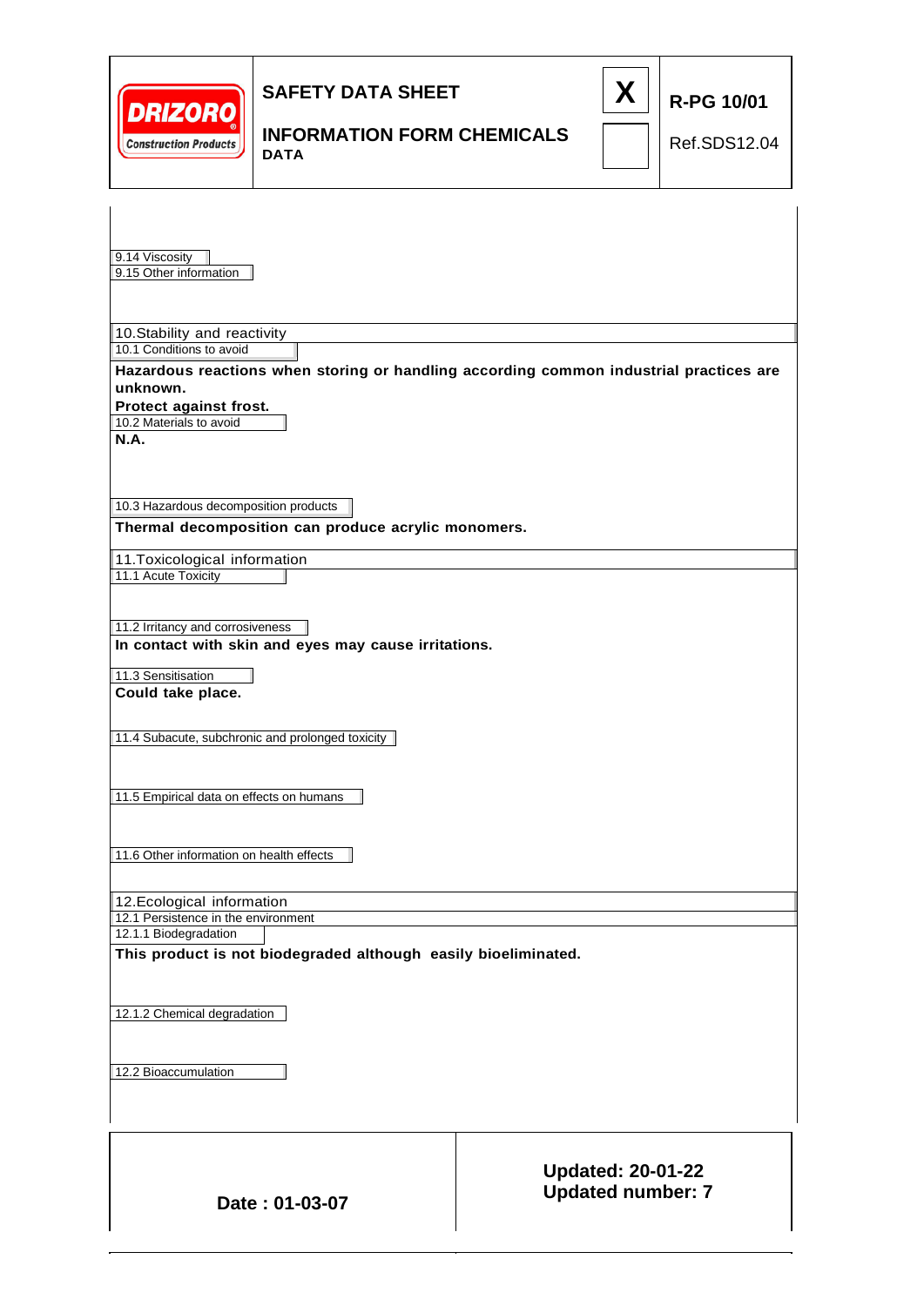9.14 Viscosity

9.15 Other information

## 10.Stability and reactivity

10.1 Conditions to avoid

**Hazardous reactions when storing or handling according common industrial practices are unknown.**

**Protect against frost.**

10.2 Materials to avoid

**N.A.**

10.3 Hazardous decomposition products

**Thermal decomposition can produce acrylic monomers.**

## 11.Toxicological information

11.1 Acute Toxicity

11.2 Irritancy and corrosiveness

**In contact with skin and eyes may cause irritations.**

11.3 Sensitisation

**Could take place.**

11.4 Subacute, subchronic and prolonged toxicity

11.5 Empirical data on effects on humans

11.6 Other information on health effects

## 12.Ecological information

12.1 Persistence in the environment

12.1.1 Biodegradation

**This product is not biodegraded although easily bioeliminated.**

12.1.2 Chemical degradation

12.2 Bioaccumulation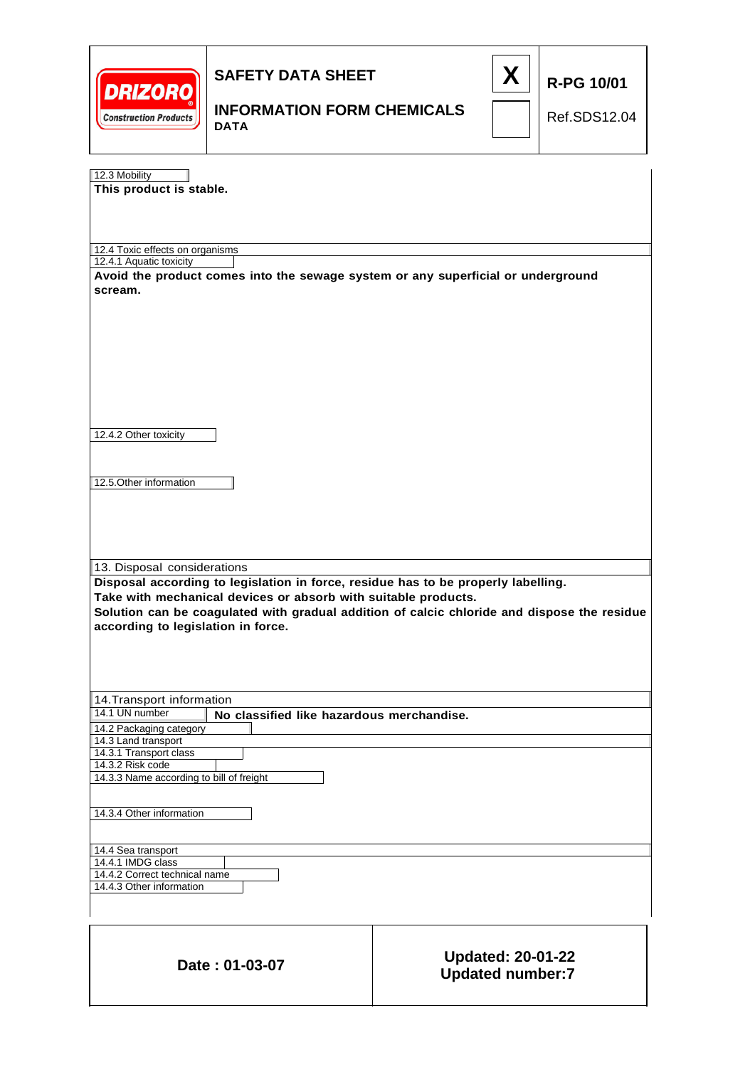12.3 Mobility

**This product is stable.**

12.4 Toxic effects on organisms

12.4.1 Aquatic toxicity

**Avoid the product comes into the sewage system or any superficial or underground scream.**

12.4.2 Other toxicity

12.5.Other information

## 13. Disposal considerations

**Disposal according to legislation in force, residue has to be properly labelling.**
**Take with mechanical devices or absorb with suitable products.**
**Solution can be coagulated with gradual addition of calcic chloride and dispose the residue according to legislation in force.**

## 14.Transport information

14.1 UN number **No classified like hazardous merchandise.**

14.2 Packaging category

14.3 Land transport

14.3.1 Transport class

14.3.2 Risk code

14.3.3 Name according to bill of freight

14.3.4 Other information

14.4 Sea transport

14.4.1 IMDG class

14.4.2 Correct technical name

14.4.3 Other information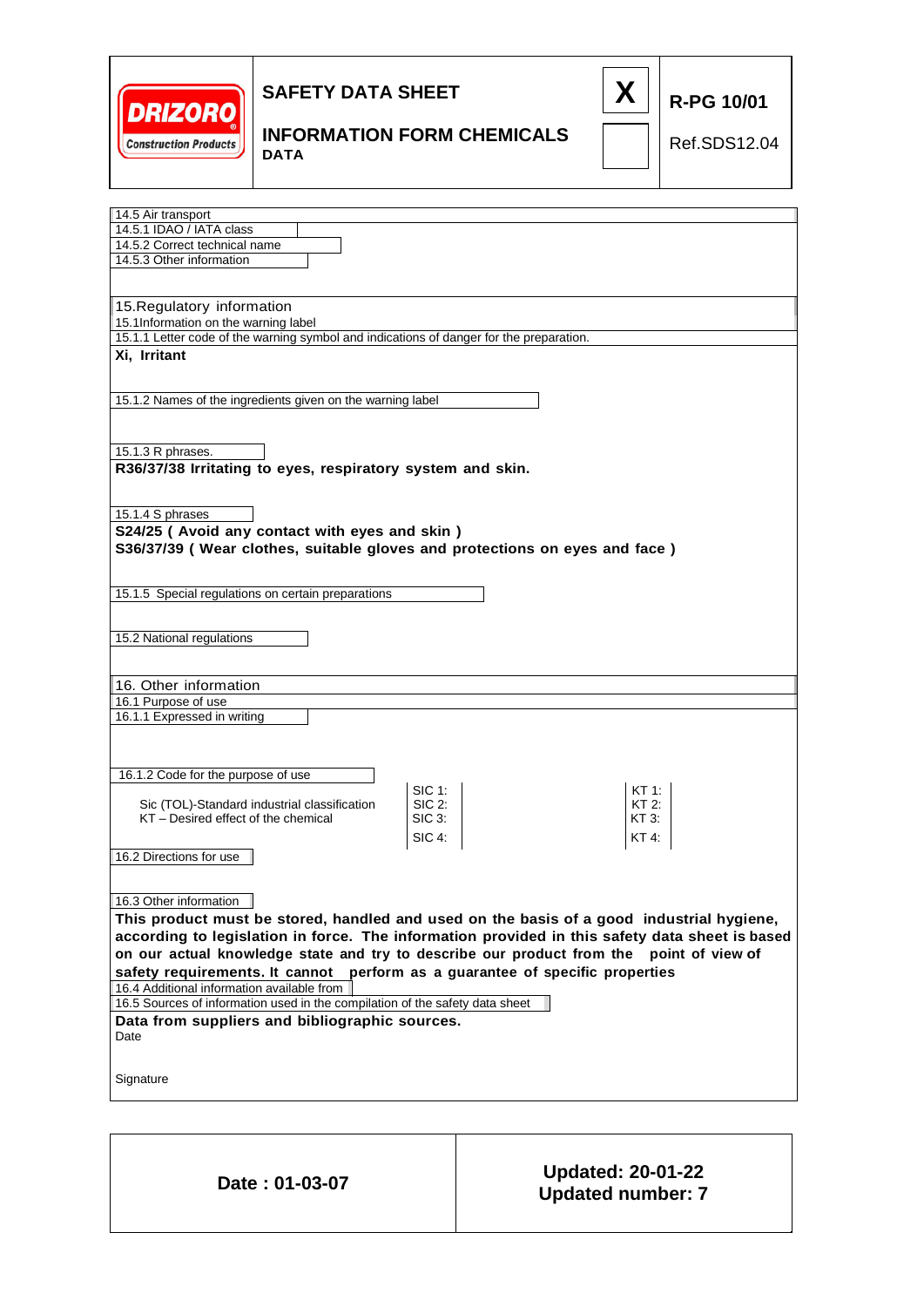14.5 Air transport

14.5.1 IDAO / IATA class

14.5.2 Correct technical name

14.5.3 Other information

## 15.Regulatory information

15.1Information on the warning label

15.1.1 Letter code of the warning symbol and indications of danger for the preparation.

**Xi, Irritant**

15.1.2 Names of the ingredients given on the warning label

15.1.3 R phrases.

**R36/37/38 Irritating to eyes, respiratory system and skin.**

15.1.4 S phrases

**S24/25 ( Avoid any contact with eyes and skin )**
**S36/37/39 ( Wear clothes, suitable gloves and protections on eyes and face )**

15.1.5 Special regulations on certain preparations

15.2 National regulations

## 16. Other information

16.1 Purpose of use

16.1.1 Expressed in writing

16.1.2 Code for the purpose of use

| | | |
|---|---|---|
| Sic (TOL)-Standard industrial classification<br>KT – Desired effect of the chemical | SIC 1:<br>SIC 2:<br>SIC 3:<br>SIC 4: | KT 1:<br>KT 2:<br>KT 3:<br>KT 4: |

16.2 Directions for use

16.3 Other information

**This product must be stored, handled and used on the basis of a good industrial hygiene, according to legislation in force. The information provided in this safety data sheet is based on our actual knowledge state and try to describe our product from the point of view of safety requirements. It cannot perform as a guarantee of specific properties**

16.4 Additional information available from

16.5 Sources of information used in the compilation of the safety data sheet

**Data from suppliers and bibliographic sources.**

Date

Signature